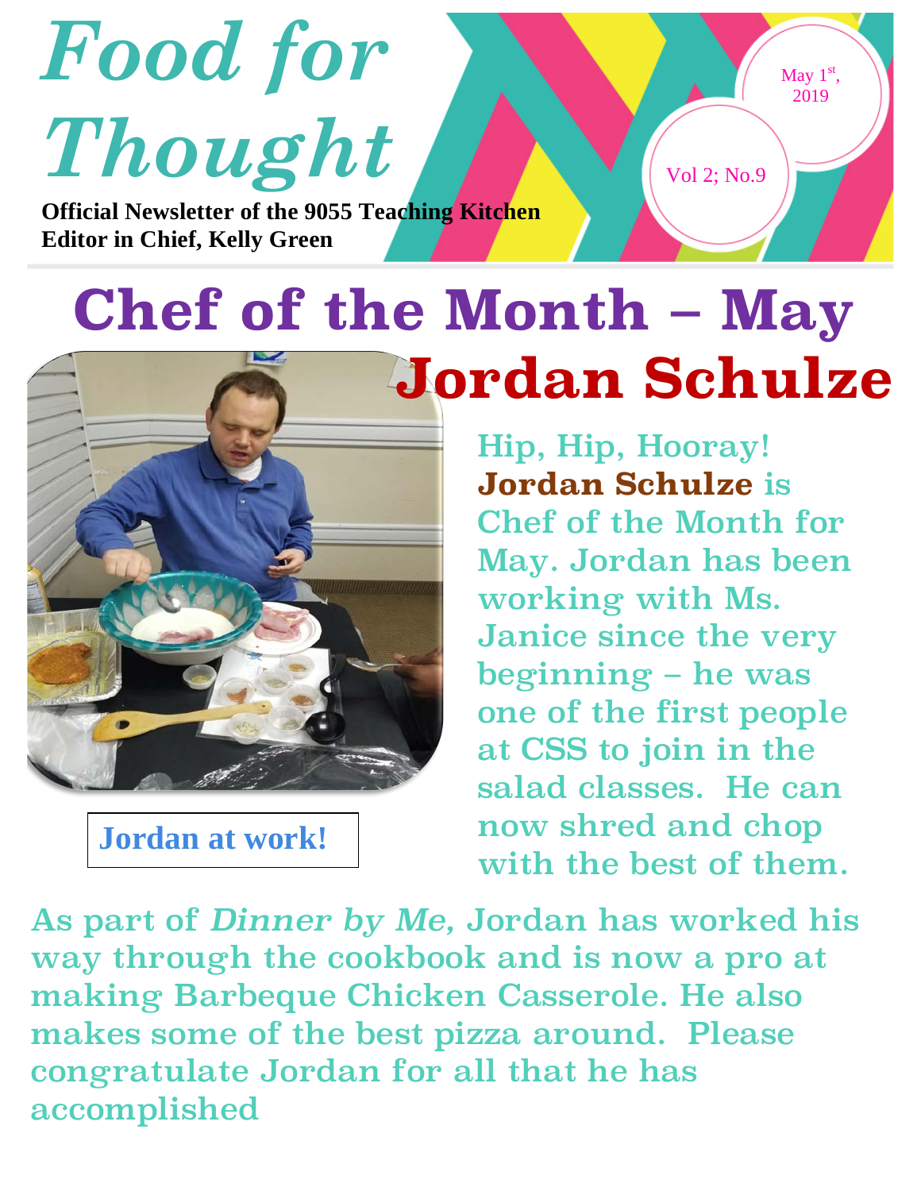# Food for Thought

**Official Newsletter of the 9055 Teaching Kitchen**
**Editor in Chief, Kelly Green**

May 1st, 2019

Vol 2; No.9

# Chef of the Month – May

## Jordan Schulze

Jordan at work!

Hip, Hip, Hooray! **Jordan Schulze** is Chef of the Month for May. Jordan has been working with Ms. Janice since the very beginning – he was one of the first people at CSS to join in the salad classes. He can now shred and chop with the best of them.

As part of *Dinner by Me*, Jordan has worked his way through the cookbook and is now a pro at making Barbeque Chicken Casserole. He also makes some of the best pizza around. Please congratulate Jordan for all that he has accomplished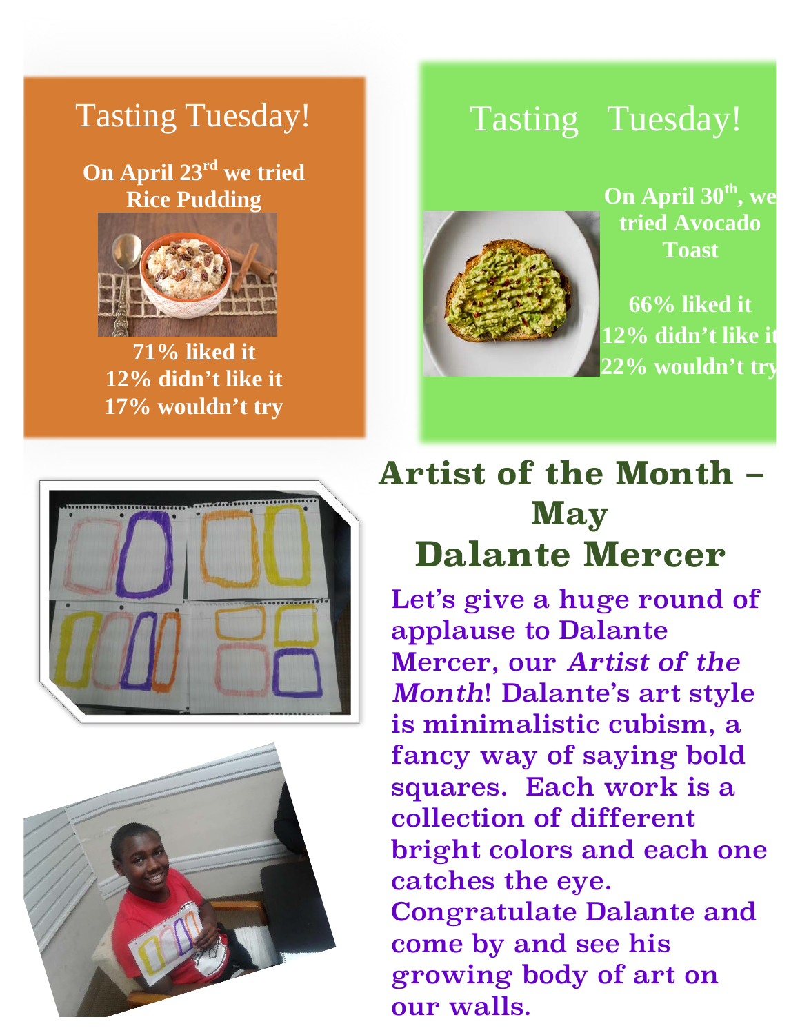## Tasting Tuesday!

**On April 23rd we tried Rice Pudding**

**71% liked it**
**12% didn't like it**
**17% wouldn't try**

## Tasting Tuesday!

**On April 30th, we tried Avocado Toast**

**66% liked it**
**12% didn't like it**
**22% wouldn't try**

# Artist of the Month – May

# Dalante Mercer

Let's give a huge round of applause to Dalante Mercer, our *Artist of the Month*! Dalante's art style is minimalistic cubism, a fancy way of saying bold squares. Each work is a collection of different bright colors and each one catches the eye. Congratulate Dalante and come by and see his growing body of art on our walls.